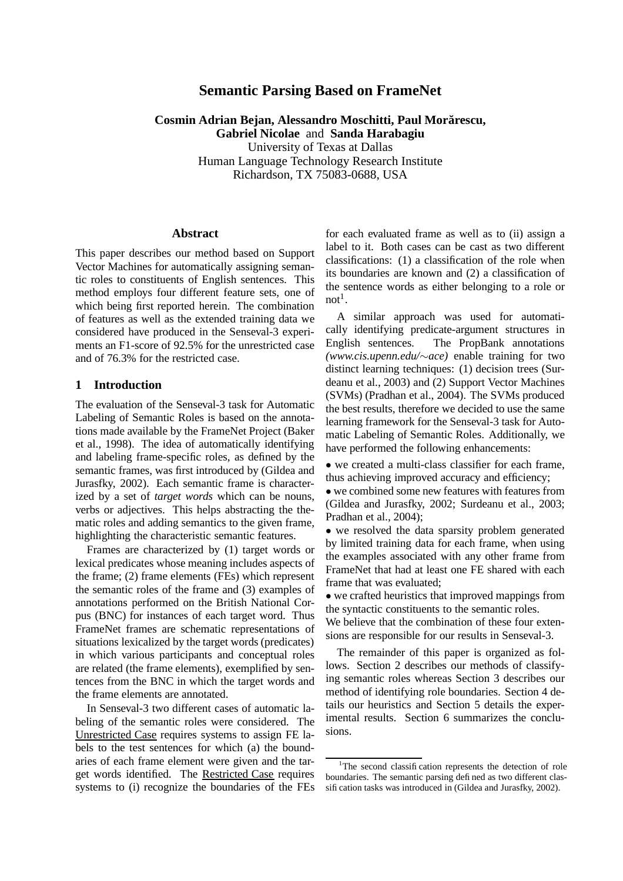# Semantic Parsing Based on FrameNet

**Cosmin Adrian Bejan, Alessandro Moschitti, Paul Morărescu, Gabriel Nicolae and Sanda Harabagiu**

University of Texas at Dallas
Human Language Technology Research Institute
Richardson, TX 75083-0688, USA

## Abstract

This paper describes our method based on Support Vector Machines for automatically assigning semantic roles to constituents of English sentences. This method employs four different feature sets, one of which being first reported herein. The combination of features as well as the extended training data we considered have produced in the Senseval-3 experiments an F1-score of 92.5% for the unrestricted case and of 76.3% for the restricted case.

## 1 Introduction

The evaluation of the Senseval-3 task for Automatic Labeling of Semantic Roles is based on the annotations made available by the FrameNet Project (Baker et al., 1998). The idea of automatically identifying and labeling frame-specific roles, as defined by the semantic frames, was first introduced by (Gildea and Jurasfky, 2002). Each semantic frame is characterized by a set of *target words* which can be nouns, verbs or adjectives. This helps abstracting the thematic roles and adding semantics to the given frame, highlighting the characteristic semantic features.

Frames are characterized by (1) target words or lexical predicates whose meaning includes aspects of the frame; (2) frame elements (FEs) which represent the semantic roles of the frame and (3) examples of annotations performed on the British National Corpus (BNC) for instances of each target word. Thus FrameNet frames are schematic representations of situations lexicalized by the target words (predicates) in which various participants and conceptual roles are related (the frame elements), exemplified by sentences from the BNC in which the target words and the frame elements are annotated.

In Senseval-3 two different cases of automatic labeling of the semantic roles were considered. The Unrestricted Case requires systems to assign FE labels to the test sentences for which (a) the boundaries of each frame element were given and the target words identified. The Restricted Case requires systems to (i) recognize the boundaries of the FEs for each evaluated frame as well as to (ii) assign a label to it. Both cases can be cast as two different classifications: (1) a classification of the role when its boundaries are known and (2) a classification of the sentence words as either belonging to a role or not[1].

A similar approach was used for automatically identifying predicate-argument structures in English sentences. The PropBank annotations *(www.cis.upenn.edu/~ace)* enable training for two distinct learning techniques: (1) decision trees (Surdeanu et al., 2003) and (2) Support Vector Machines (SVMs) (Pradhan et al., 2004). The SVMs produced the best results, therefore we decided to use the same learning framework for the Senseval-3 task for Automatic Labeling of Semantic Roles. Additionally, we have performed the following enhancements:

- we created a multi-class classifier for each frame, thus achieving improved accuracy and efficiency;
- we combined some new features with features from (Gildea and Jurasfky, 2002; Surdeanu et al., 2003; Pradhan et al., 2004);
- we resolved the data sparsity problem generated by limited training data for each frame, when using the examples associated with any other frame from FrameNet that had at least one FE shared with each frame that was evaluated;
- we crafted heuristics that improved mappings from the syntactic constituents to the semantic roles.

We believe that the combination of these four extensions are responsible for our results in Senseval-3.

The remainder of this paper is organized as follows. Section 2 describes our methods of classifying semantic roles whereas Section 3 describes our method of identifying role boundaries. Section 4 details our heuristics and Section 5 details the experimental results. Section 6 summarizes the conclusions.

[1] The second classification represents the detection of role boundaries. The semantic parsing defined as two different classification tasks was introduced in (Gildea and Jurasfky, 2002).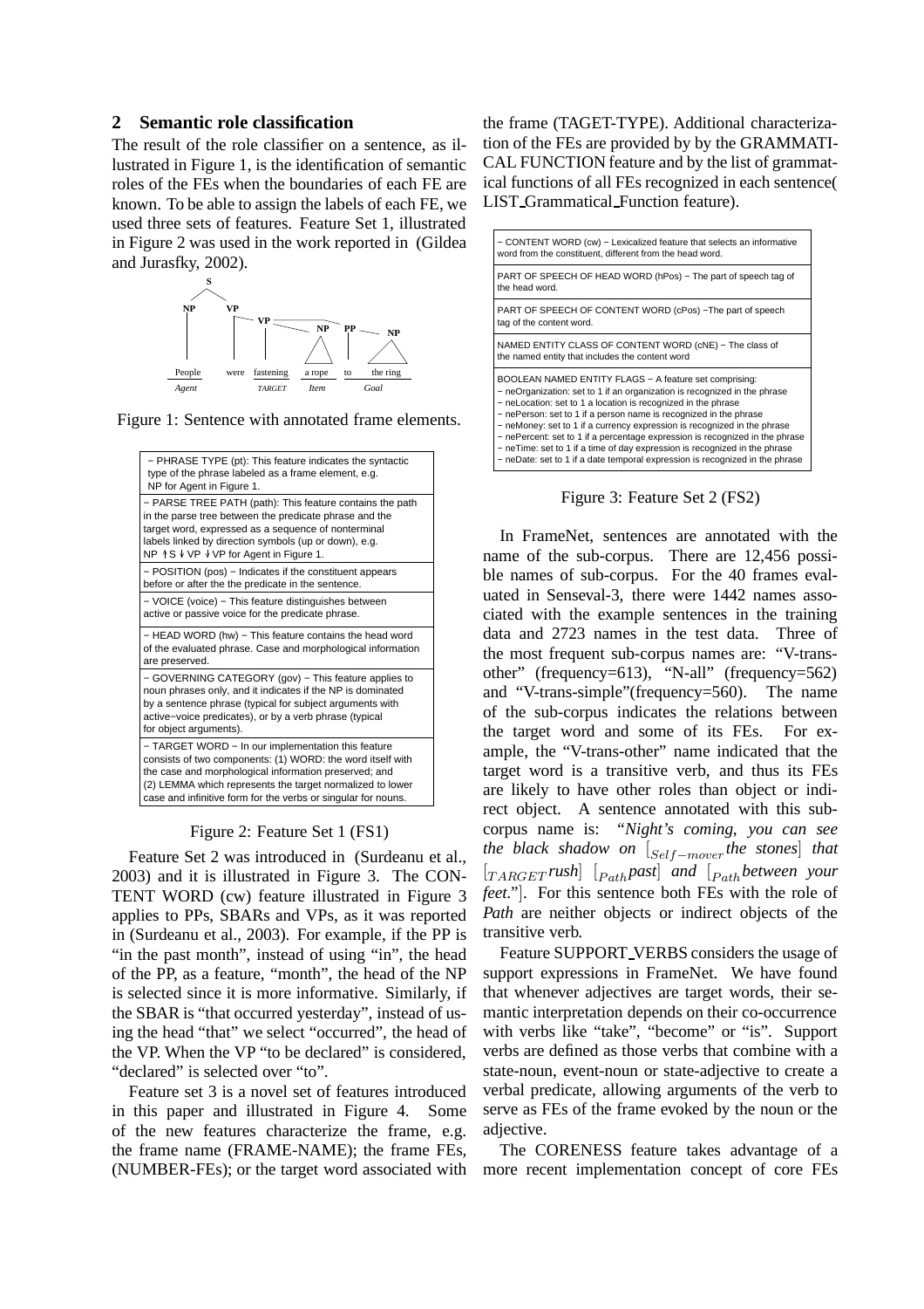## 2 Semantic role classification

The result of the role classifier on a sentence, as illustrated in Figure 1, is the identification of semantic roles of the FEs when the boundaries of each FE are known. To be able to assign the labels of each FE, we used three sets of features. Feature Set 1, illustrated in Figure 2 was used in the work reported in (Gildea and Jurasfky, 2002).

Figure 1: Sentence with annotated frame elements.

| |
|---|
| − PHRASE TYPE (pt): This feature indicates the syntactic type of the phrase labeled as a frame element, e.g. NP for Agent in Figure 1. |
| − PARSE TREE PATH (path): This feature contains the path in the parse tree between the predicate phrase and the target word, expressed as a sequence of nonterminal labels linked by direction symbols (up or down), e.g. NP ↑S ↓ VP ↓ VP for Agent in Figure 1. |
| − POSITION (pos) − Indicates if the constituent appears before or after the the predicate in the sentence. |
| − VOICE (voice) − This feature distinguishes between active or passive voice for the predicate phrase. |
| − HEAD WORD (hw) − This feature contains the head word of the evaluated phrase. Case and morphological information are preserved. |
| − GOVERNING CATEGORY (gov) − This feature applies to noun phrases only, and it indicates if the NP is dominated by a sentence phrase (typical for subject arguments with active−voice predicates), or by a verb phrase (typical for object arguments). |
| − TARGET WORD − In our implementation this feature consists of two components: (1) WORD: the word itself with the case and morphological information preserved; and (2) LEMMA which represents the target normalized to lower case and infinitive form for the verbs or singular for nouns. |

Figure 2: Feature Set 1 (FS1)

Feature Set 2 was introduced in (Surdeanu et al., 2003) and it is illustrated in Figure 3. The CONTENT WORD (cw) feature illustrated in Figure 3 applies to PPs, SBARs and VPs, as it was reported in (Surdeanu et al., 2003). For example, if the PP is "in the past month", instead of using "in", the head of the PP, as a feature, "month", the head of the NP is selected since it is more informative. Similarly, if the SBAR is "that occurred yesterday", instead of using the head "that" we select "occurred", the head of the VP. When the VP "to be declared" is considered, "declared" is selected over "to".

Feature set 3 is a novel set of features introduced in this paper and illustrated in Figure 4. Some of the new features characterize the frame, e.g. the frame name (FRAME-NAME); the frame FEs, (NUMBER-FEs); or the target word associated with the frame (TAGET-TYPE). Additional characterization of the FEs are provided by by the GRAMMATICAL FUNCTION feature and by the list of grammatical functions of all FEs recognized in each sentence( LIST_Grammatical_Function feature).

| |
|---|
| − CONTENT WORD (cw) − Lexicalized feature that selects an informative word from the constituent, different from the head word. |
| PART OF SPEECH OF HEAD WORD (hPos) − The part of speech tag of the head word. |
| PART OF SPEECH OF CONTENT WORD (cPos) −The part of speech tag of the content word. |
| NAMED ENTITY CLASS OF CONTENT WORD (cNE) − The class of the named entity that includes the content word |
| BOOLEAN NAMED ENTITY FLAGS − A feature set comprising: − neOrganization: set to 1 if an organization is recognized in the phrase − neLocation: set to 1 a location is recognized in the phrase − nePerson: set to 1 if a person name is recognized in the phrase − neMoney: set to 1 if a currency expression is recognized in the phrase − nePercent: set to 1 if a percentage expression is recognized in the phrase − neTime: set to 1 if a time of day expression is recognized in the phrase − neDate: set to 1 if a date temporal expression is recognized in the phrase |

Figure 3: Feature Set 2 (FS2)

In FrameNet, sentences are annotated with the name of the sub-corpus. There are 12,456 possible names of sub-corpus. For the 40 frames evaluated in Senseval-3, there were 1442 names associated with the example sentences in the training data and 2723 names in the test data. Three of the most frequent sub-corpus names are: "V-trans-other" (frequency=613), "N-all" (frequency=562) and "V-trans-simple"(frequency=560). The name of the sub-corpus indicates the relations between the target word and some of its FEs. For example, the "V-trans-other" name indicated that the target word is a transitive verb, and thus its FEs are likely to have other roles than object or indirect object. A sentence annotated with this sub-corpus name is: *"Night's coming, you can see the black shadow on* $[_{Self-mover}$ *the stones*] *that* $[_{TARGET}$ *rush*] $[_{Path}$ *past*] *and* $[_{Path}$ *between your feet.*"]. For this sentence both FEs with the role of *Path* are neither objects or indirect objects of the transitive verb.

Feature SUPPORT_VERBS considers the usage of support expressions in FrameNet. We have found that whenever adjectives are target words, their semantic interpretation depends on their co-occurrence with verbs like "take", "become" or "is". Support verbs are defined as those verbs that combine with a state-noun, event-noun or state-adjective to create a verbal predicate, allowing arguments of the verb to serve as FEs of the frame evoked by the noun or the adjective.

The CORENESS feature takes advantage of a more recent implementation concept of core FEs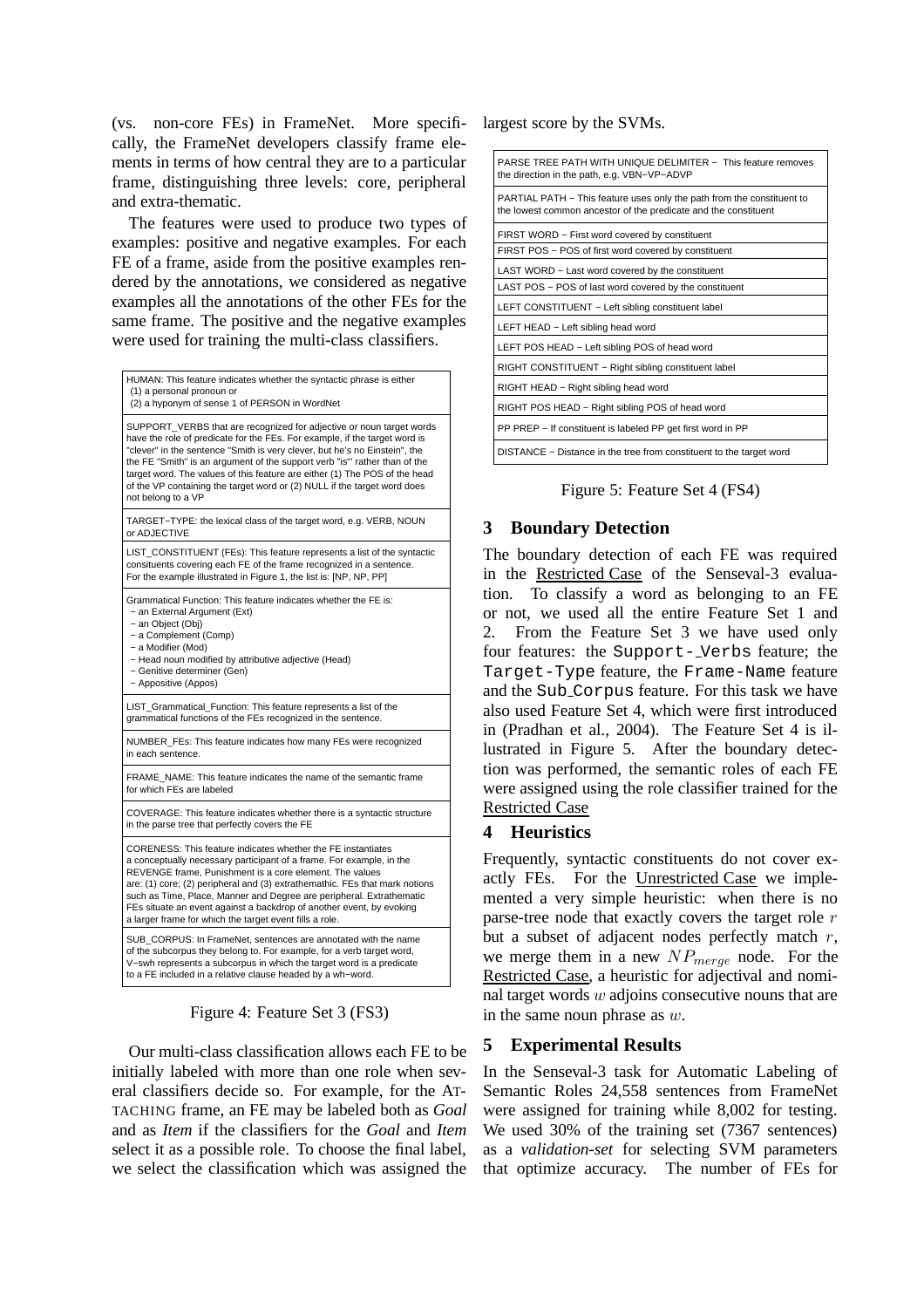(vs. non-core FEs) in FrameNet. More specifically, the FrameNet developers classify frame elements in terms of how central they are to a particular frame, distinguishing three levels: core, peripheral and extra-thematic.

The features were used to produce two types of examples: positive and negative examples. For each FE of a frame, aside from the positive examples rendered by the annotations, we considered as negative examples all the annotations of the other FEs for the same frame. The positive and the negative examples were used for training the multi-class classifiers.

| |
|---|
| HUMAN: This feature indicates whether the syntactic phrase is either (1) a personal pronoun or (2) a hyponym of sense 1 of PERSON in WordNet |
| SUPPORT_VERBS that are recognized for adjective or noun target words have the role of predicate for the FEs. For example, if the target word is "clever" in the sentence "Smith is very clever, but he's no Einstein", the the FE "Smith" is an argument of the support verb "is"' rather than of the target word. The values of this feature are either (1) The POS of the head of the VP containing the target word or (2) NULL if the target word does not belong to a VP |
| TARGET−TYPE: the lexical class of the target word, e.g. VERB, NOUN or ADJECTIVE |
| LIST_CONSTITUENT (FEs): This feature represents a list of the syntactic consituents covering each FE of the frame recognized in a sentence. For the example illustrated in Figure 1, the list is: [NP, NP, PP] |
| Grammatical Function: This feature indicates whether the FE is: − an External Argument (Ext) − an Object (Obj) − a Complement (Comp) − a Modifier (Mod) − Head noun modified by attributive adjective (Head) − Genitive determiner (Gen) − Appositive (Appos) |
| LIST_Grammatical_Function: This feature represents a list of the grammatical functions of the FEs recognized in the sentence. |
| NUMBER_FEs: This feature indicates how many FEs were recognized in each sentence. |
| FRAME_NAME: This feature indicates the name of the semantic frame for which FEs are labeled |
| COVERAGE: This feature indicates whether there is a syntactic structure in the parse tree that perfectly covers the FE |
| CORENESS: This feature indicates whether the FE instantiates a conceptually necessary participant of a frame. For example, in the REVENGE frame, Punishment is a core element. The values are: (1) core; (2) peripheral and (3) extrathemathic. FEs that mark notions such as Time, Place, Manner and Degree are peripheral. Extrathematic FEs situate an event against a backdrop of another event, by evoking a larger frame for which the target event fills a role. |
| SUB_CORPUS: In FrameNet, sentences are annotated with the name of the subcorpus they belong to. For example, for a verb target word, V−swh represents a subcorpus in which the target word is a predicate to a FE included in a relative clause headed by a wh−word. |

Figure 4: Feature Set 3 (FS3)

Our multi-class classification allows each FE to be initially labeled with more than one role when several classifiers decide so. For example, for the ATTACHING frame, an FE may be labeled both as *Goal* and as *Item* if the classifiers for the *Goal* and *Item* select it as a possible role. To choose the final label, we select the classification which was assigned the largest score by the SVMs.

| |
|---|
| PARSE TREE PATH WITH UNIQUE DELIMITER − This feature removes the direction in the path, e.g. VBN−VP−ADVP |
| PARTIAL PATH − This feature uses only the path from the constituent to the lowest common ancestor of the predicate and the constituent |
| FIRST WORD − First word covered by constituent |
| FIRST POS − POS of first word covered by constituent |
| LAST WORD − Last word covered by the constituent |
| LAST POS − POS of last word covered by the constituent |
| LEFT CONSTITUENT − Left sibling constituent label |
| LEFT HEAD − Left sibling head word |
| LEFT POS HEAD − Left sibling POS of head word |
| RIGHT CONSTITUENT − Right sibling constituent label |
| RIGHT HEAD − Right sibling head word |
| RIGHT POS HEAD − Right sibling POS of head word |
| PP PREP − If constituent is labeled PP get first word in PP |
| DISTANCE − Distance in the tree from constituent to the target word |

Figure 5: Feature Set 4 (FS4)

## 3 Boundary Detection

The boundary detection of each FE was required in the Restricted Case of the Senseval-3 evaluation. To classify a word as belonging to an FE or not, we used all the entire Feature Set 1 and 2. From the Feature Set 3 we have used only four features: the Support-_Verbs feature; the Target-Type feature, the Frame-Name feature and the Sub_Corpus feature. For this task we have also used Feature Set 4, which were first introduced in (Pradhan et al., 2004). The Feature Set 4 is illustrated in Figure 5. After the boundary detection was performed, the semantic roles of each FE were assigned using the role classifier trained for the Restricted Case

## 4 Heuristics

Frequently, syntactic constituents do not cover exactly FEs. For the Unrestricted Case we implemented a very simple heuristic: when there is no parse-tree node that exactly covers the target role $r$ but a subset of adjacent nodes perfectly match $r$, we merge them in a new $NP_{merge}$ node. For the Restricted Case, a heuristic for adjectival and nominal target words $w$ adjoins consecutive nouns that are in the same noun phrase as $w$.

## 5 Experimental Results

In the Senseval-3 task for Automatic Labeling of Semantic Roles 24,558 sentences from FrameNet were assigned for training while 8,002 for testing. We used 30% of the training set (7367 sentences) as a *validation-set* for selecting SVM parameters that optimize accuracy. The number of FEs for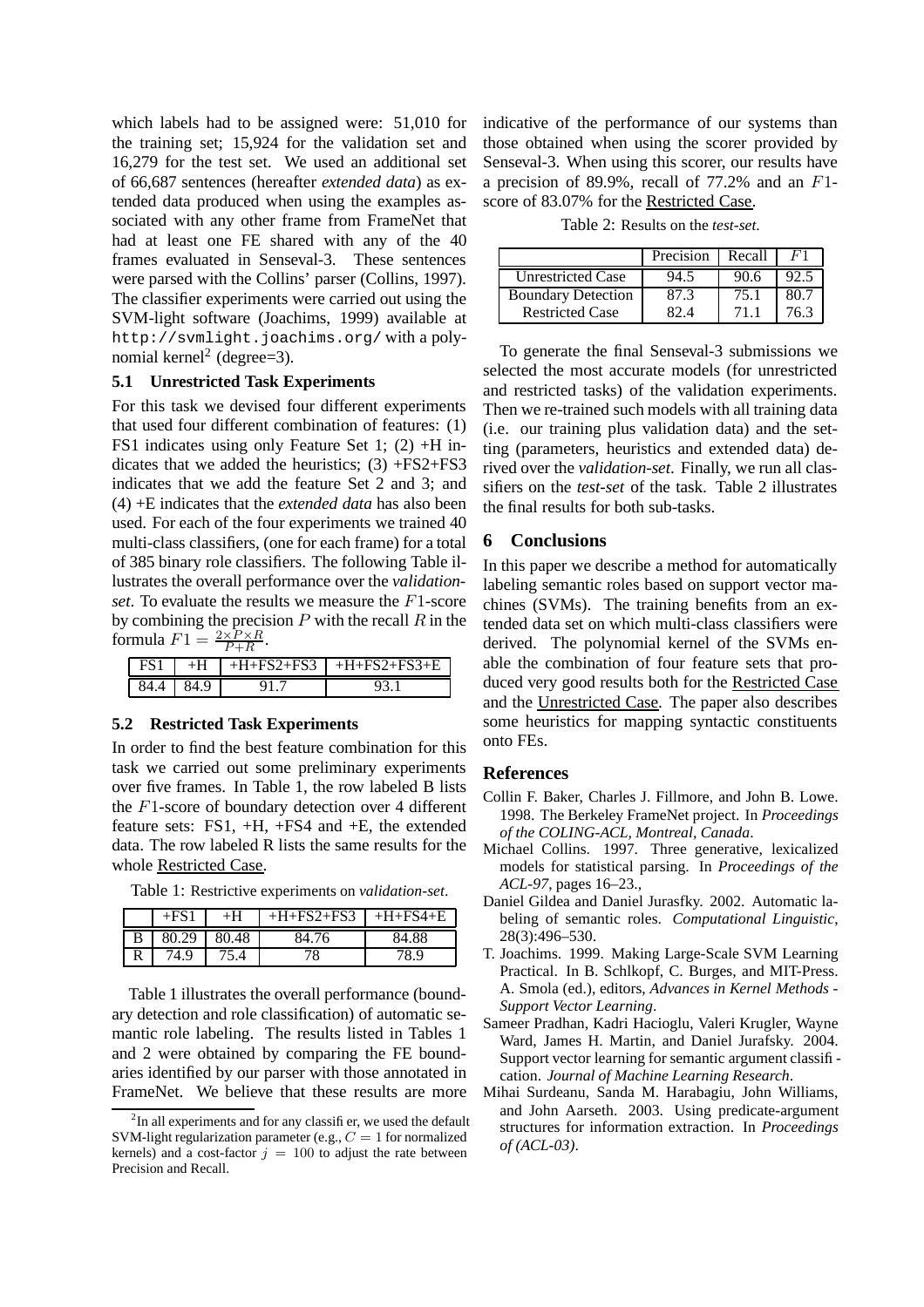which labels had to be assigned were: 51,010 for the training set; 15,924 for the validation set and 16,279 for the test set. We used an additional set of 66,687 sentences (hereafter *extended data*) as extended data produced when using the examples associated with any other frame from FrameNet that had at least one FE shared with any of the 40 frames evaluated in Senseval-3. These sentences were parsed with the Collins' parser (Collins, 1997). The classifier experiments were carried out using the SVM-light software (Joachims, 1999) available at http://svmlight.joachims.org/ with a polynomial kernel[2] (degree=3).

### 5.1 Unrestricted Task Experiments

For this task we devised four different experiments that used four different combination of features: (1) FS1 indicates using only Feature Set 1; (2) +H indicates that we added the heuristics; (3) +FS2+FS3 indicates that we add the feature Set 2 and 3; and (4) +E indicates that the *extended data* has also been used. For each of the four experiments we trained 40 multi-class classifiers, (one for each frame) for a total of 385 binary role classifiers. The following Table illustrates the overall performance over the *validation-set*. To evaluate the results we measure the $F1$-score by combining the precision $P$ with the recall $R$ in the formula $F1 = \frac{2 \times P \times R}{P+R}$.

| FS1 | +H | +H+FS2+FS3 | +H+FS2+FS3+E |
|---|---|---|---|
| 84.4 | 84.9 | 91.7 | 93.1 |

### 5.2 Restricted Task Experiments

In order to find the best feature combination for this task we carried out some preliminary experiments over five frames. In Table 1, the row labeled B lists the $F1$-score of boundary detection over 4 different feature sets: FS1, +H, +FS4 and +E, the extended data. The row labeled R lists the same results for the whole Restricted Case.

Table 1: Restrictive experiments on *validation-set*.

| | +FS1 | +H | +H+FS2+FS3 | +H+FS4+E |
|---|---|---|---|---|
| B | 80.29 | 80.48 | 84.76 | 84.88 |
| R | 74.9 | 75.4 | 78 | 78.9 |

Table 1 illustrates the overall performance (boundary detection and role classification) of automatic semantic role labeling. The results listed in Tables 1 and 2 were obtained by comparing the FE boundaries identified by our parser with those annotated in FrameNet. We believe that these results are more indicative of the performance of our systems than those obtained when using the scorer provided by Senseval-3. When using this scorer, our results have a precision of 89.9%, recall of 77.2% and an $F1$-score of 83.07% for the Restricted Case.

Table 2: Results on the *test-set*.

| | Precision | Recall | $F1$ |
|---|---|---|---|
| Unrestricted Case | 94.5 | 90.6 | 92.5 |
| Boundary Detection | 87.3 | 75.1 | 80.7 |
| Restricted Case | 82.4 | 71.1 | 76.3 |

To generate the final Senseval-3 submissions we selected the most accurate models (for unrestricted and restricted tasks) of the validation experiments. Then we re-trained such models with all training data (i.e. our training plus validation data) and the setting (parameters, heuristics and extended data) derived over the *validation-set*. Finally, we run all classifiers on the *test-set* of the task. Table 2 illustrates the final results for both sub-tasks.

## 6 Conclusions

In this paper we describe a method for automatically labeling semantic roles based on support vector machines (SVMs). The training benefits from an extended data set on which multi-class classifiers were derived. The polynomial kernel of the SVMs enable the combination of four feature sets that produced very good results both for the Restricted Case and the Unrestricted Case. The paper also describes some heuristics for mapping syntactic constituents onto FEs.

## References

Collin F. Baker, Charles J. Fillmore, and John B. Lowe. 1998. The Berkeley FrameNet project. In *Proceedings of the COLING-ACL, Montreal, Canada*.

Michael Collins. 1997. Three generative, lexicalized models for statistical parsing. In *Proceedings of the ACL-97*, pages 16–23.,

Daniel Gildea and Daniel Jurasfky. 2002. Automatic labeling of semantic roles. *Computational Linguistic*, 28(3):496–530.

T. Joachims. 1999. Making Large-Scale SVM Learning Practical. In B. Schlkopf, C. Burges, and MIT-Press. A. Smola (ed.), editors, *Advances in Kernel Methods - Support Vector Learning*.

Sameer Pradhan, Kadri Hacioglu, Valeri Krugler, Wayne Ward, James H. Martin, and Daniel Jurafsky. 2004. Support vector learning for semantic argument classification. *Journal of Machine Learning Research*.

Mihai Surdeanu, Sanda M. Harabagiu, John Williams, and John Aarseth. 2003. Using predicate-argument structures for information extraction. In *Proceedings of (ACL-03)*.

[2] In all experiments and for any classifier, we used the default SVM-light regularization parameter (e.g., $C = 1$ for normalized kernels) and a cost-factor $j = 100$ to adjust the rate between Precision and Recall.